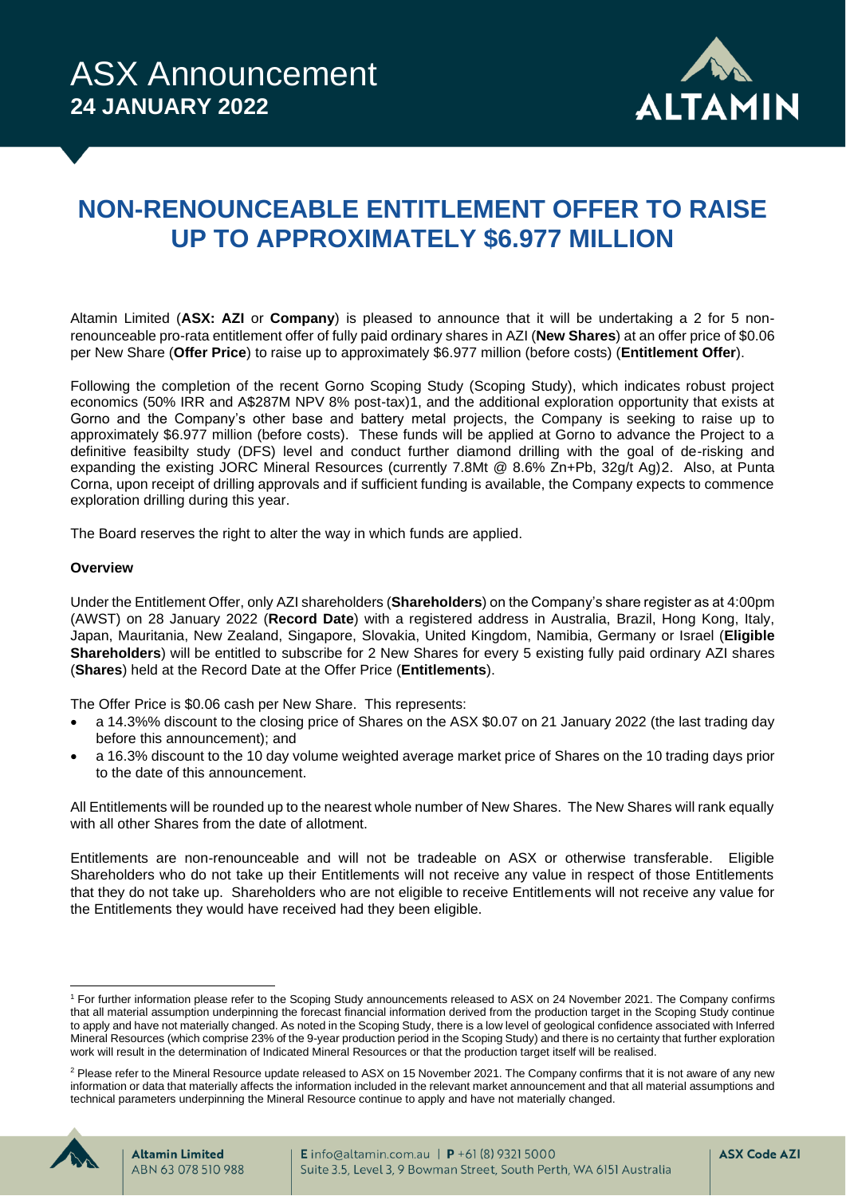ASX Announcement
**24 JANUARY 2022**

# NON-RENOUNCEABLE ENTITLEMENT OFFER TO RAISE UP TO APPROXIMATELY $6.977 MILLION

Altamin Limited (**ASX: AZI** or **Company**) is pleased to announce that it will be undertaking a 2 for 5 non-renounceable pro-rata entitlement offer of fully paid ordinary shares in AZI (**New Shares**) at an offer price of $0.06 per New Share (**Offer Price**) to raise up to approximately $6.977 million (before costs) (**Entitlement Offer**).

Following the completion of the recent Gorno Scoping Study (Scoping Study), which indicates robust project economics (50% IRR and A$287M NPV 8% post-tax)[1], and the additional exploration opportunity that exists at Gorno and the Company's other base and battery metal projects, the Company is seeking to raise up to approximately $6.977 million (before costs). These funds will be applied at Gorno to advance the Project to a definitive feasibilty study (DFS) level and conduct further diamond drilling with the goal of de-risking and expanding the existing JORC Mineral Resources (currently 7.8Mt @ 8.6% Zn+Pb, 32g/t Ag)[2]. Also, at Punta Corna, upon receipt of drilling approvals and if sufficient funding is available, the Company expects to commence exploration drilling during this year.

The Board reserves the right to alter the way in which funds are applied.

**Overview**

Under the Entitlement Offer, only AZI shareholders (**Shareholders**) on the Company's share register as at 4:00pm (AWST) on 28 January 2022 (**Record Date**) with a registered address in Australia, Brazil, Hong Kong, Italy, Japan, Mauritania, New Zealand, Singapore, Slovakia, United Kingdom, Namibia, Germany or Israel (**Eligible Shareholders**) will be entitled to subscribe for 2 New Shares for every 5 existing fully paid ordinary AZI shares (**Shares**) held at the Record Date at the Offer Price (**Entitlements**).

The Offer Price is $0.06 cash per New Share. This represents:

- a 14.3%% discount to the closing price of Shares on the ASX $0.07 on 21 January 2022 (the last trading day before this announcement); and
- a 16.3% discount to the 10 day volume weighted average market price of Shares on the 10 trading days prior to the date of this announcement.

All Entitlements will be rounded up to the nearest whole number of New Shares. The New Shares will rank equally with all other Shares from the date of allotment.

Entitlements are non-renounceable and will not be tradeable on ASX or otherwise transferable. Eligible Shareholders who do not take up their Entitlements will not receive any value in respect of those Entitlements that they do not take up. Shareholders who are not eligible to receive Entitlements will not receive any value for the Entitlements they would have received had they been eligible.

---

[1] For further information please refer to the Scoping Study announcements released to ASX on 24 November 2021. The Company confirms that all material assumption underpinning the forecast financial information derived from the production target in the Scoping Study continue to apply and have not materially changed. As noted in the Scoping Study, there is a low level of geological confidence associated with Inferred Mineral Resources (which comprise 23% of the 9-year production period in the Scoping Study) and there is no certainty that further exploration work will result in the determination of Indicated Mineral Resources or that the production target itself will be realised.

[2] Please refer to the Mineral Resource update released to ASX on 15 November 2021. The Company confirms that it is not aware of any new information or data that materially affects the information included in the relevant market announcement and that all material assumptions and technical parameters underpinning the Mineral Resource continue to apply and have not materially changed.

**Altamin Limited** ABN 63 078 510 988 | E info@altamin.com.au | P +61 (8) 9321 5000 Suite 3.5, Level 3, 9 Bowman Street, South Perth, WA 6151 Australia | **ASX Code AZI**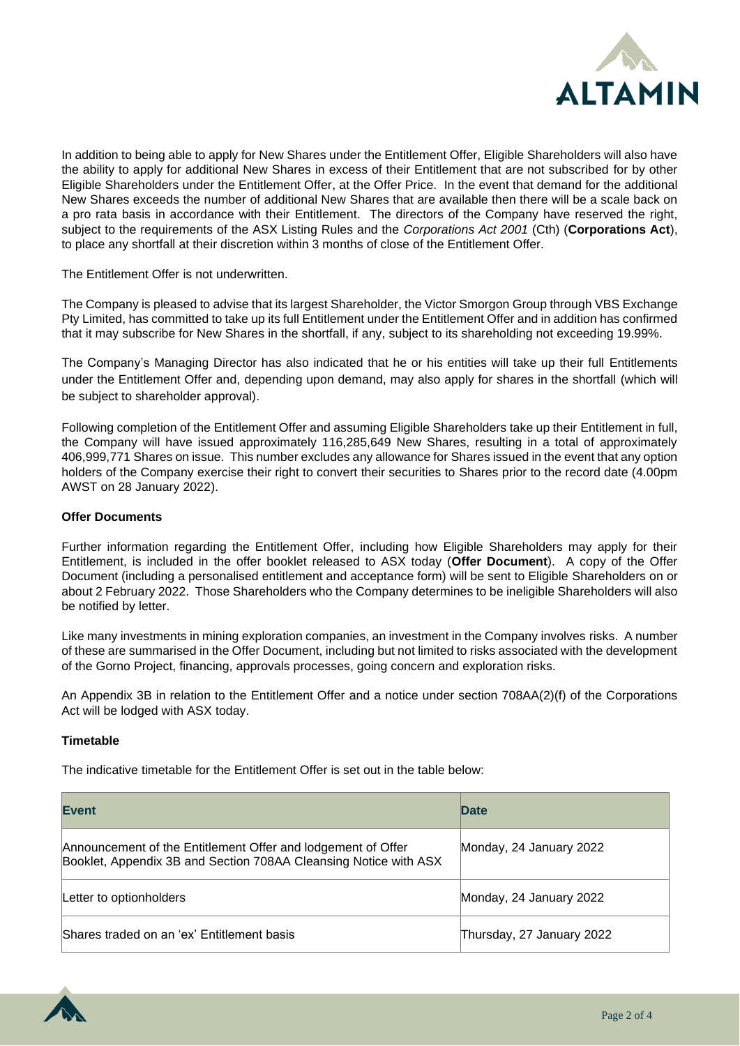In addition to being able to apply for New Shares under the Entitlement Offer, Eligible Shareholders will also have the ability to apply for additional New Shares in excess of their Entitlement that are not subscribed for by other Eligible Shareholders under the Entitlement Offer, at the Offer Price. In the event that demand for the additional New Shares exceeds the number of additional New Shares that are available then there will be a scale back on a pro rata basis in accordance with their Entitlement. The directors of the Company have reserved the right, subject to the requirements of the ASX Listing Rules and the *Corporations Act 2001* (Cth) (**Corporations Act**), to place any shortfall at their discretion within 3 months of close of the Entitlement Offer.

The Entitlement Offer is not underwritten.

The Company is pleased to advise that its largest Shareholder, the Victor Smorgon Group through VBS Exchange Pty Limited, has committed to take up its full Entitlement under the Entitlement Offer and in addition has confirmed that it may subscribe for New Shares in the shortfall, if any, subject to its shareholding not exceeding 19.99%.

The Company's Managing Director has also indicated that he or his entities will take up their full Entitlements under the Entitlement Offer and, depending upon demand, may also apply for shares in the shortfall (which will be subject to shareholder approval).

Following completion of the Entitlement Offer and assuming Eligible Shareholders take up their Entitlement in full, the Company will have issued approximately 116,285,649 New Shares, resulting in a total of approximately 406,999,771 Shares on issue. This number excludes any allowance for Shares issued in the event that any option holders of the Company exercise their right to convert their securities to Shares prior to the record date (4.00pm AWST on 28 January 2022).

### Offer Documents

Further information regarding the Entitlement Offer, including how Eligible Shareholders may apply for their Entitlement, is included in the offer booklet released to ASX today (**Offer Document**). A copy of the Offer Document (including a personalised entitlement and acceptance form) will be sent to Eligible Shareholders on or about 2 February 2022. Those Shareholders who the Company determines to be ineligible Shareholders will also be notified by letter.

Like many investments in mining exploration companies, an investment in the Company involves risks. A number of these are summarised in the Offer Document, including but not limited to risks associated with the development of the Gorno Project, financing, approvals processes, going concern and exploration risks.

An Appendix 3B in relation to the Entitlement Offer and a notice under section 708AA(2)(f) of the Corporations Act will be lodged with ASX today.

### Timetable

The indicative timetable for the Entitlement Offer is set out in the table below:

| Event | Date |
|---|---|
| Announcement of the Entitlement Offer and lodgement of Offer Booklet, Appendix 3B and Section 708AA Cleansing Notice with ASX | Monday, 24 January 2022 |
| Letter to optionholders | Monday, 24 January 2022 |
| Shares traded on an 'ex' Entitlement basis | Thursday, 27 January 2022 |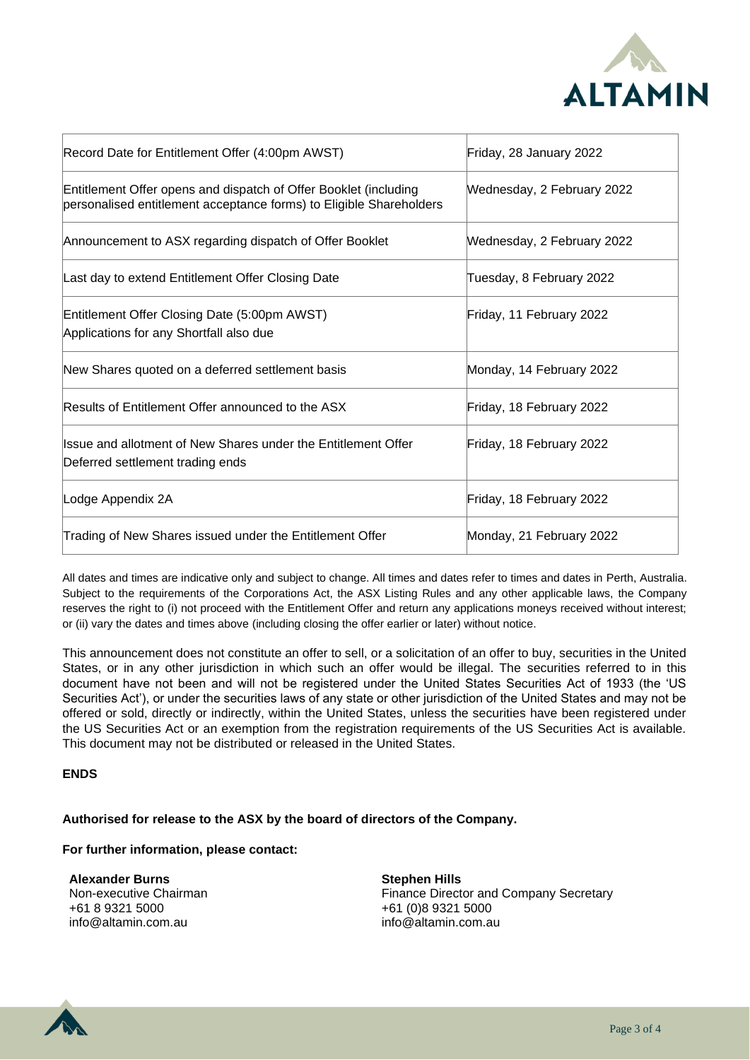| Event | Date |
|---|---|
| Record Date for Entitlement Offer (4:00pm AWST) | Friday, 28 January 2022 |
| Entitlement Offer opens and dispatch of Offer Booklet (including personalised entitlement acceptance forms) to Eligible Shareholders | Wednesday, 2 February 2022 |
| Announcement to ASX regarding dispatch of Offer Booklet | Wednesday, 2 February 2022 |
| Last day to extend Entitlement Offer Closing Date | Tuesday, 8 February 2022 |
| Entitlement Offer Closing Date (5:00pm AWST)<br>Applications for any Shortfall also due | Friday, 11 February 2022 |
| New Shares quoted on a deferred settlement basis | Monday, 14 February 2022 |
| Results of Entitlement Offer announced to the ASX | Friday, 18 February 2022 |
| Issue and allotment of New Shares under the Entitlement Offer<br>Deferred settlement trading ends | Friday, 18 February 2022 |
| Lodge Appendix 2A | Friday, 18 February 2022 |
| Trading of New Shares issued under the Entitlement Offer | Monday, 21 February 2022 |

All dates and times are indicative only and subject to change. All times and dates refer to times and dates in Perth, Australia. Subject to the requirements of the Corporations Act, the ASX Listing Rules and any other applicable laws, the Company reserves the right to (i) not proceed with the Entitlement Offer and return any applications moneys received without interest; or (ii) vary the dates and times above (including closing the offer earlier or later) without notice.

This announcement does not constitute an offer to sell, or a solicitation of an offer to buy, securities in the United States, or in any other jurisdiction in which such an offer would be illegal. The securities referred to in this document have not been and will not be registered under the United States Securities Act of 1933 (the 'US Securities Act'), or under the securities laws of any state or other jurisdiction of the United States and may not be offered or sold, directly or indirectly, within the United States, unless the securities have been registered under the US Securities Act or an exemption from the registration requirements of the US Securities Act is available. This document may not be distributed or released in the United States.

**ENDS**

**Authorised for release to the ASX by the board of directors of the Company.**

**For further information, please contact:**

**Alexander Burns**
Non-executive Chairman
+61 8 9321 5000
info@altamin.com.au

**Stephen Hills**
Finance Director and Company Secretary
+61 (0)8 9321 5000
info@altamin.com.au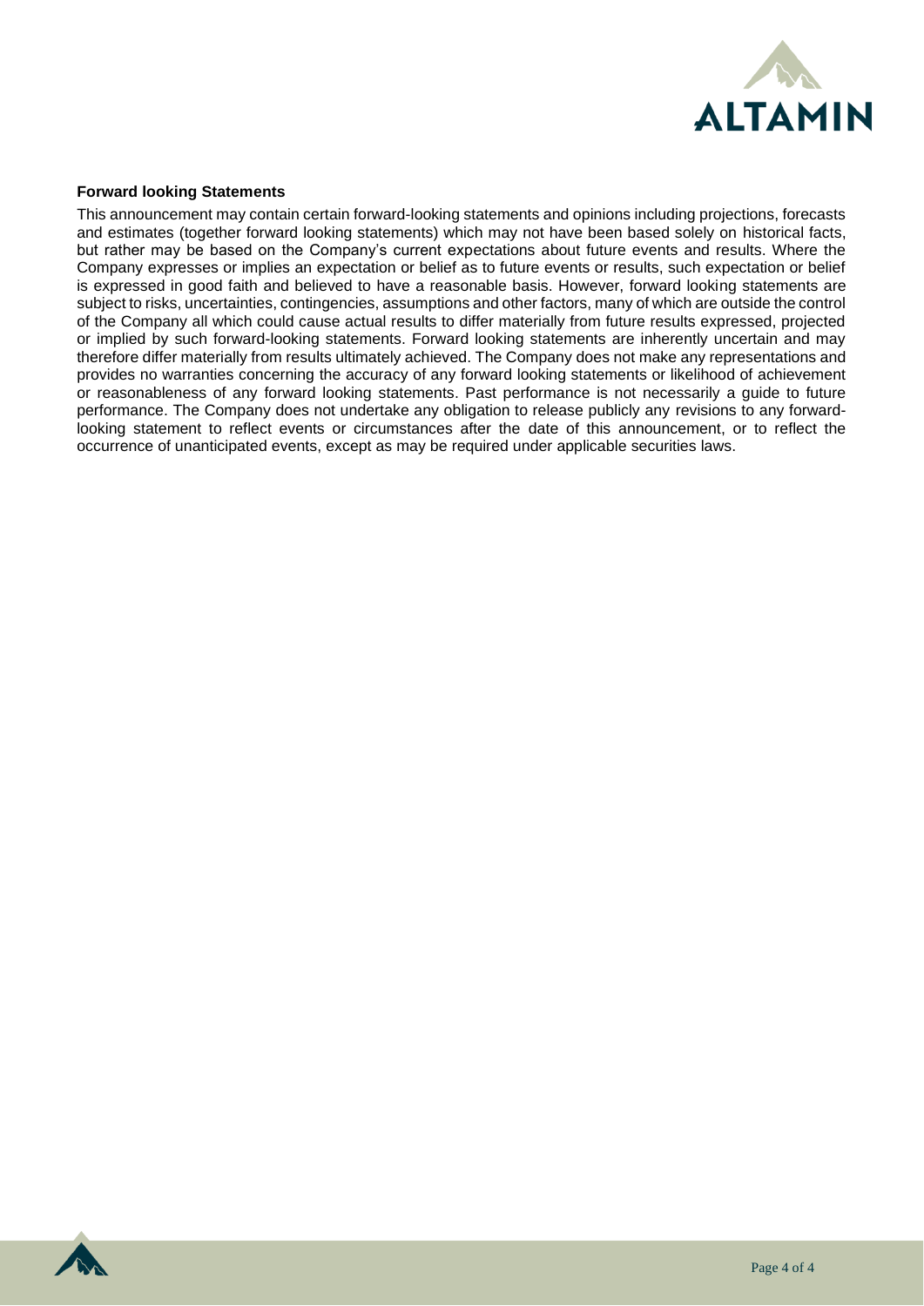**Forward looking Statements**

This announcement may contain certain forward-looking statements and opinions including projections, forecasts and estimates (together forward looking statements) which may not have been based solely on historical facts, but rather may be based on the Company's current expectations about future events and results. Where the Company expresses or implies an expectation or belief as to future events or results, such expectation or belief is expressed in good faith and believed to have a reasonable basis. However, forward looking statements are subject to risks, uncertainties, contingencies, assumptions and other factors, many of which are outside the control of the Company all which could cause actual results to differ materially from future results expressed, projected or implied by such forward-looking statements. Forward looking statements are inherently uncertain and may therefore differ materially from results ultimately achieved. The Company does not make any representations and provides no warranties concerning the accuracy of any forward looking statements or likelihood of achievement or reasonableness of any forward looking statements. Past performance is not necessarily a guide to future performance. The Company does not undertake any obligation to release publicly any revisions to any forward-looking statement to reflect events or circumstances after the date of this announcement, or to reflect the occurrence of unanticipated events, except as may be required under applicable securities laws.